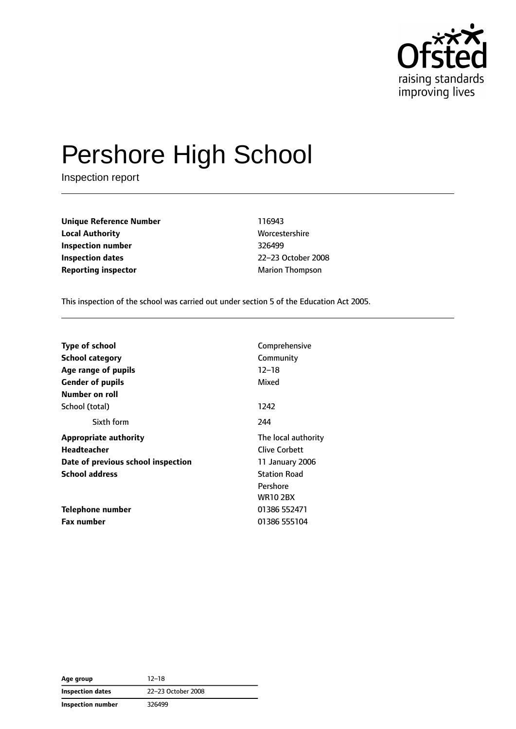Ofsted
raising standards
improving lives

# Pershore High School

Inspection report

| | |
|---|---|
| **Unique Reference Number** | 116943 |
| **Local Authority** | Worcestershire |
| **Inspection number** | 326499 |
| **Inspection dates** | 22–23 October 2008 |
| **Reporting inspector** | Marion Thompson |

This inspection of the school was carried out under section 5 of the Education Act 2005.

| | |
|---|---|
| **Type of school** | Comprehensive |
| **School category** | Community |
| **Age range of pupils** | 12–18 |
| **Gender of pupils** | Mixed |
| **Number on roll** | |
| School (total) | 1242 |
| Sixth form | 244 |
| **Appropriate authority** | The local authority |
| **Headteacher** | Clive Corbett |
| **Date of previous school inspection** | 11 January 2006 |
| **School address** | Station Road<br>Pershore<br>WR10 2BX |
| **Telephone number** | 01386 552471 |
| **Fax number** | 01386 555104 |

| | |
|---|---|
| **Age group** | 12–18 |
| **Inspection dates** | 22–23 October 2008 |
| **Inspection number** | 326499 |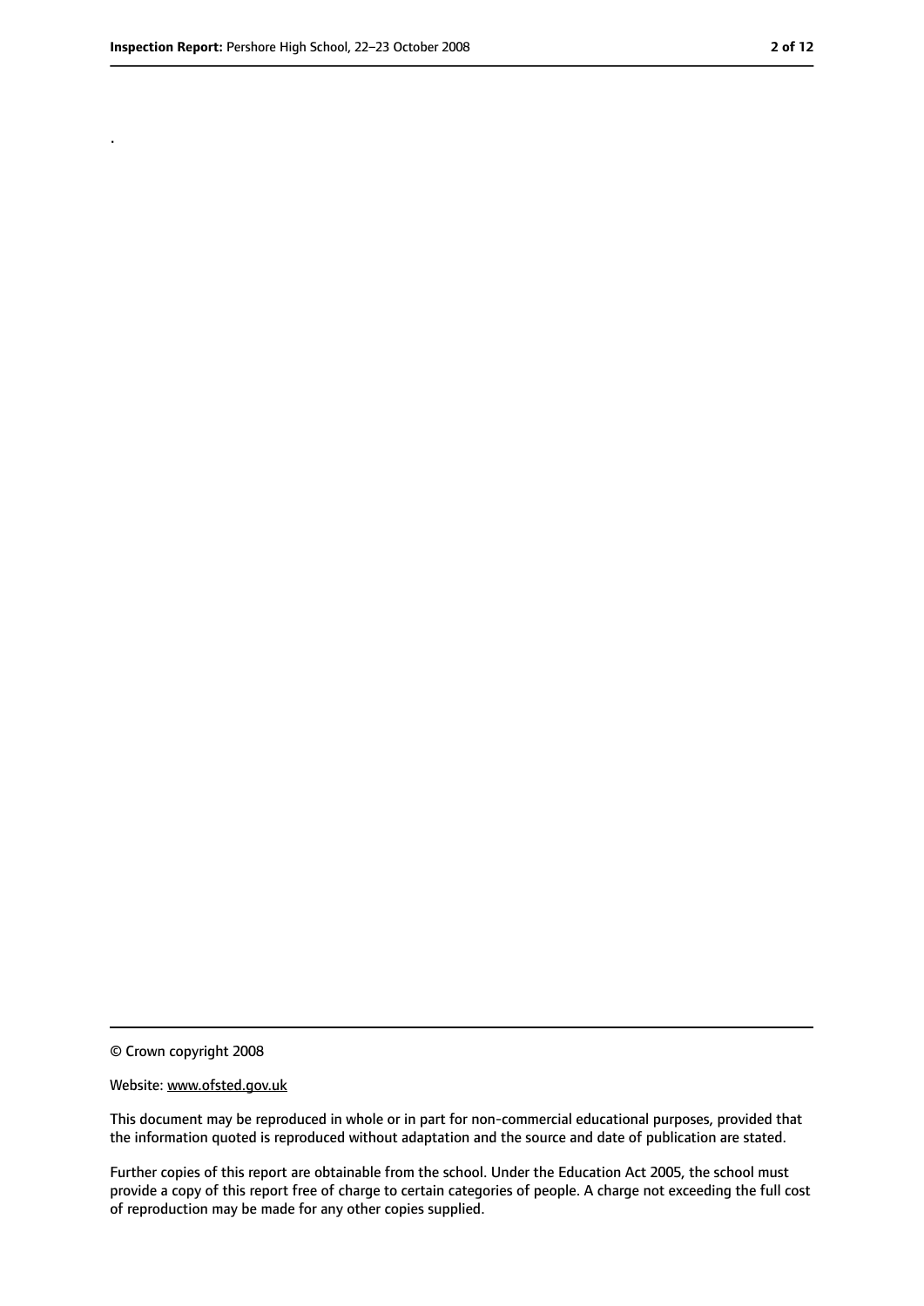.

© Crown copyright 2008

Website: www.ofsted.gov.uk

This document may be reproduced in whole or in part for non-commercial educational purposes, provided that the information quoted is reproduced without adaptation and the source and date of publication are stated.

Further copies of this report are obtainable from the school. Under the Education Act 2005, the school must provide a copy of this report free of charge to certain categories of people. A charge not exceeding the full cost of reproduction may be made for any other copies supplied.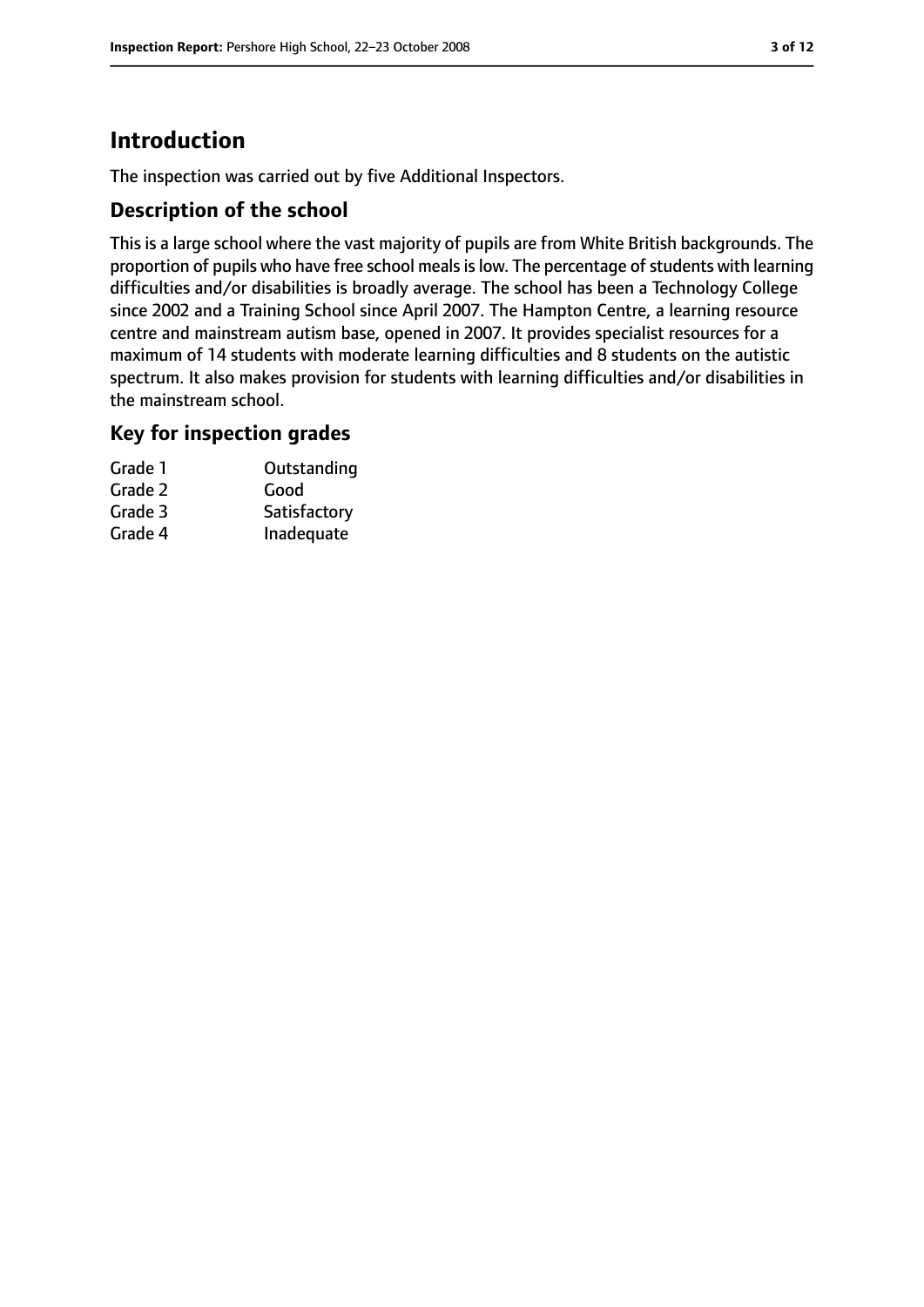# Introduction

The inspection was carried out by five Additional Inspectors.

## Description of the school

This is a large school where the vast majority of pupils are from White British backgrounds. The proportion of pupils who have free school meals is low. The percentage of students with learning difficulties and/or disabilities is broadly average. The school has been a Technology College since 2002 and a Training School since April 2007. The Hampton Centre, a learning resource centre and mainstream autism base, opened in 2007. It provides specialist resources for a maximum of 14 students with moderate learning difficulties and 8 students on the autistic spectrum. It also makes provision for students with learning difficulties and/or disabilities in the mainstream school.

## Key for inspection grades

| | |
|---|---|
| Grade 1 | Outstanding |
| Grade 2 | Good |
| Grade 3 | Satisfactory |
| Grade 4 | Inadequate |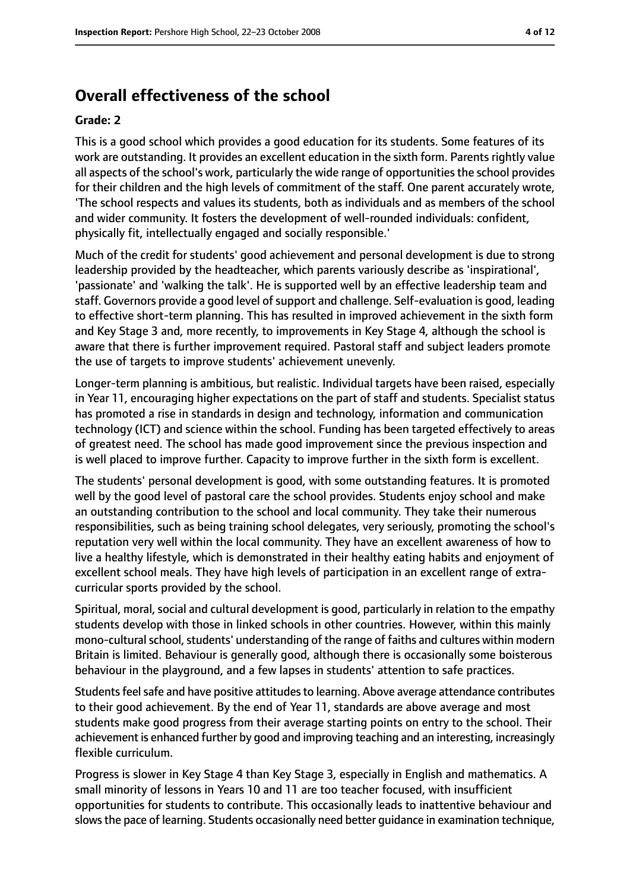## Overall effectiveness of the school

**Grade: 2**

This is a good school which provides a good education for its students. Some features of its work are outstanding. It provides an excellent education in the sixth form. Parents rightly value all aspects of the school's work, particularly the wide range of opportunities the school provides for their children and the high levels of commitment of the staff. One parent accurately wrote, 'The school respects and values its students, both as individuals and as members of the school and wider community. It fosters the development of well-rounded individuals: confident, physically fit, intellectually engaged and socially responsible.'

Much of the credit for students' good achievement and personal development is due to strong leadership provided by the headteacher, which parents variously describe as 'inspirational', 'passionate' and 'walking the talk'. He is supported well by an effective leadership team and staff. Governors provide a good level of support and challenge. Self-evaluation is good, leading to effective short-term planning. This has resulted in improved achievement in the sixth form and Key Stage 3 and, more recently, to improvements in Key Stage 4, although the school is aware that there is further improvement required. Pastoral staff and subject leaders promote the use of targets to improve students' achievement unevenly.

Longer-term planning is ambitious, but realistic. Individual targets have been raised, especially in Year 11, encouraging higher expectations on the part of staff and students. Specialist status has promoted a rise in standards in design and technology, information and communication technology (ICT) and science within the school. Funding has been targeted effectively to areas of greatest need. The school has made good improvement since the previous inspection and is well placed to improve further. Capacity to improve further in the sixth form is excellent.

The students' personal development is good, with some outstanding features. It is promoted well by the good level of pastoral care the school provides. Students enjoy school and make an outstanding contribution to the school and local community. They take their numerous responsibilities, such as being training school delegates, very seriously, promoting the school's reputation very well within the local community. They have an excellent awareness of how to live a healthy lifestyle, which is demonstrated in their healthy eating habits and enjoyment of excellent school meals. They have high levels of participation in an excellent range of extra-curricular sports provided by the school.

Spiritual, moral, social and cultural development is good, particularly in relation to the empathy students develop with those in linked schools in other countries. However, within this mainly mono-cultural school, students' understanding of the range of faiths and cultures within modern Britain is limited. Behaviour is generally good, although there is occasionally some boisterous behaviour in the playground, and a few lapses in students' attention to safe practices.

Students feel safe and have positive attitudes to learning. Above average attendance contributes to their good achievement. By the end of Year 11, standards are above average and most students make good progress from their average starting points on entry to the school. Their achievement is enhanced further by good and improving teaching and an interesting, increasingly flexible curriculum.

Progress is slower in Key Stage 4 than Key Stage 3, especially in English and mathematics. A small minority of lessons in Years 10 and 11 are too teacher focused, with insufficient opportunities for students to contribute. This occasionally leads to inattentive behaviour and slows the pace of learning. Students occasionally need better guidance in examination technique,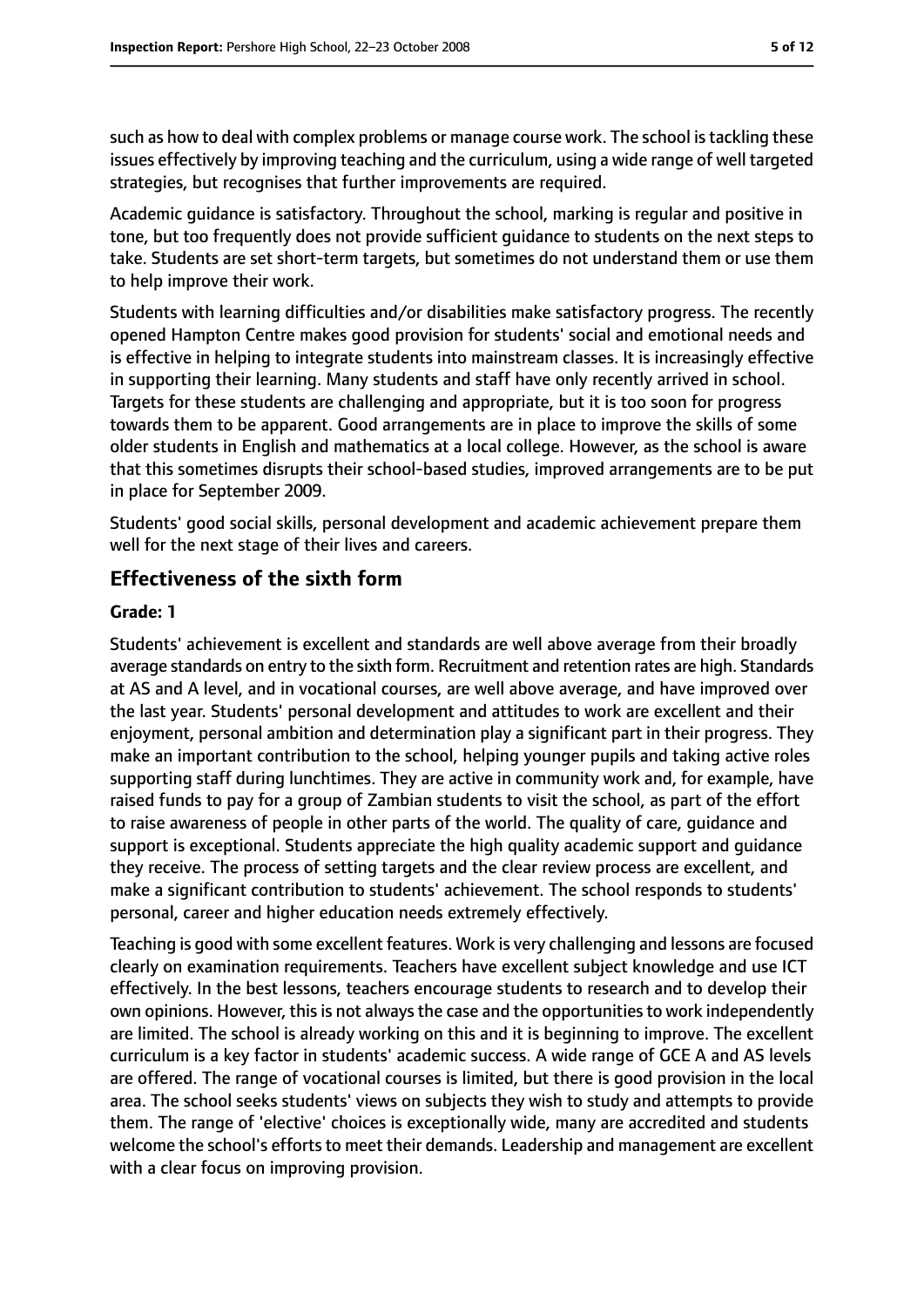such as how to deal with complex problems or manage course work. The school is tackling these issues effectively by improving teaching and the curriculum, using a wide range of well targeted strategies, but recognises that further improvements are required.

Academic guidance is satisfactory. Throughout the school, marking is regular and positive in tone, but too frequently does not provide sufficient guidance to students on the next steps to take. Students are set short-term targets, but sometimes do not understand them or use them to help improve their work.

Students with learning difficulties and/or disabilities make satisfactory progress. The recently opened Hampton Centre makes good provision for students' social and emotional needs and is effective in helping to integrate students into mainstream classes. It is increasingly effective in supporting their learning. Many students and staff have only recently arrived in school. Targets for these students are challenging and appropriate, but it is too soon for progress towards them to be apparent. Good arrangements are in place to improve the skills of some older students in English and mathematics at a local college. However, as the school is aware that this sometimes disrupts their school-based studies, improved arrangements are to be put in place for September 2009.

Students' good social skills, personal development and academic achievement prepare them well for the next stage of their lives and careers.

## Effectiveness of the sixth form

**Grade: 1**

Students' achievement is excellent and standards are well above average from their broadly average standards on entry to the sixth form. Recruitment and retention rates are high. Standards at AS and A level, and in vocational courses, are well above average, and have improved over the last year. Students' personal development and attitudes to work are excellent and their enjoyment, personal ambition and determination play a significant part in their progress. They make an important contribution to the school, helping younger pupils and taking active roles supporting staff during lunchtimes. They are active in community work and, for example, have raised funds to pay for a group of Zambian students to visit the school, as part of the effort to raise awareness of people in other parts of the world. The quality of care, guidance and support is exceptional. Students appreciate the high quality academic support and guidance they receive. The process of setting targets and the clear review process are excellent, and make a significant contribution to students' achievement. The school responds to students' personal, career and higher education needs extremely effectively.

Teaching is good with some excellent features. Work is very challenging and lessons are focused clearly on examination requirements. Teachers have excellent subject knowledge and use ICT effectively. In the best lessons, teachers encourage students to research and to develop their own opinions. However, this is not always the case and the opportunities to work independently are limited. The school is already working on this and it is beginning to improve. The excellent curriculum is a key factor in students' academic success. A wide range of GCE A and AS levels are offered. The range of vocational courses is limited, but there is good provision in the local area. The school seeks students' views on subjects they wish to study and attempts to provide them. The range of 'elective' choices is exceptionally wide, many are accredited and students welcome the school's efforts to meet their demands. Leadership and management are excellent with a clear focus on improving provision.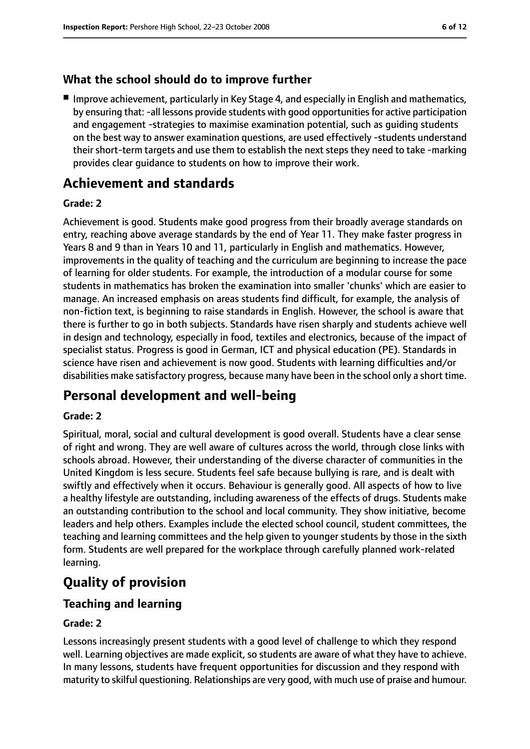### What the school should do to improve further

- Improve achievement, particularly in Key Stage 4, and especially in English and mathematics, by ensuring that: -all lessons provide students with good opportunities for active participation and engagement -strategies to maximise examination potential, such as guiding students on the best way to answer examination questions, are used effectively -students understand their short-term targets and use them to establish the next steps they need to take -marking provides clear guidance to students on how to improve their work.

## Achievement and standards

#### Grade: 2

Achievement is good. Students make good progress from their broadly average standards on entry, reaching above average standards by the end of Year 11. They make faster progress in Years 8 and 9 than in Years 10 and 11, particularly in English and mathematics. However, improvements in the quality of teaching and the curriculum are beginning to increase the pace of learning for older students. For example, the introduction of a modular course for some students in mathematics has broken the examination into smaller 'chunks' which are easier to manage. An increased emphasis on areas students find difficult, for example, the analysis of non-fiction text, is beginning to raise standards in English. However, the school is aware that there is further to go in both subjects. Standards have risen sharply and students achieve well in design and technology, especially in food, textiles and electronics, because of the impact of specialist status. Progress is good in German, ICT and physical education (PE). Standards in science have risen and achievement is now good. Students with learning difficulties and/or disabilities make satisfactory progress, because many have been in the school only a short time.

## Personal development and well-being

#### Grade: 2

Spiritual, moral, social and cultural development is good overall. Students have a clear sense of right and wrong. They are well aware of cultures across the world, through close links with schools abroad. However, their understanding of the diverse character of communities in the United Kingdom is less secure. Students feel safe because bullying is rare, and is dealt with swiftly and effectively when it occurs. Behaviour is generally good. All aspects of how to live a healthy lifestyle are outstanding, including awareness of the effects of drugs. Students make an outstanding contribution to the school and local community. They show initiative, become leaders and help others. Examples include the elected school council, student committees, the teaching and learning committees and the help given to younger students by those in the sixth form. Students are well prepared for the workplace through carefully planned work-related learning.

## Quality of provision

### Teaching and learning

#### Grade: 2

Lessons increasingly present students with a good level of challenge to which they respond well. Learning objectives are made explicit, so students are aware of what they have to achieve. In many lessons, students have frequent opportunities for discussion and they respond with maturity to skilful questioning. Relationships are very good, with much use of praise and humour.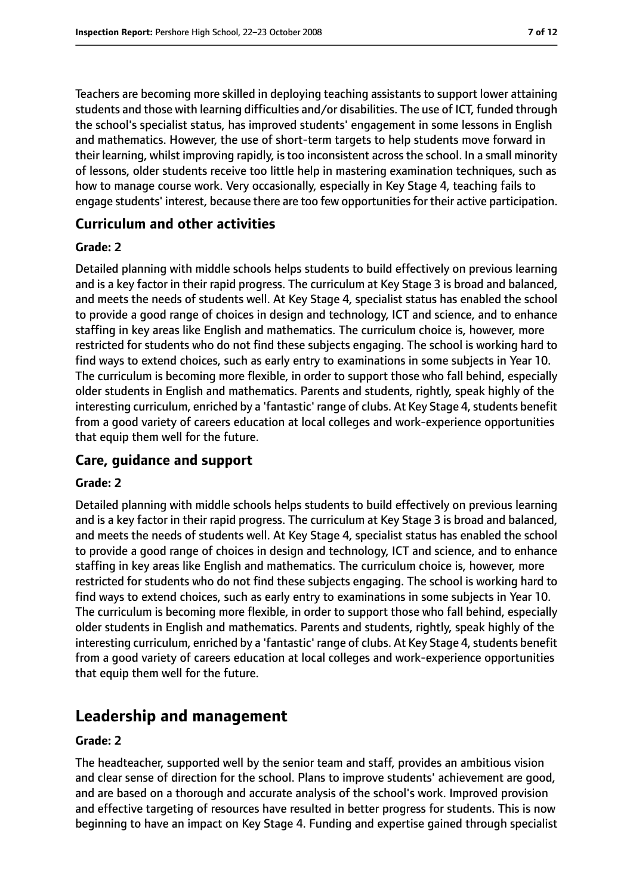Teachers are becoming more skilled in deploying teaching assistants to support lower attaining students and those with learning difficulties and/or disabilities. The use of ICT, funded through the school's specialist status, has improved students' engagement in some lessons in English and mathematics. However, the use of short-term targets to help students move forward in their learning, whilst improving rapidly, is too inconsistent across the school. In a small minority of lessons, older students receive too little help in mastering examination techniques, such as how to manage course work. Very occasionally, especially in Key Stage 4, teaching fails to engage students' interest, because there are too few opportunities for their active participation.

### Curriculum and other activities

#### Grade: 2

Detailed planning with middle schools helps students to build effectively on previous learning and is a key factor in their rapid progress. The curriculum at Key Stage 3 is broad and balanced, and meets the needs of students well. At Key Stage 4, specialist status has enabled the school to provide a good range of choices in design and technology, ICT and science, and to enhance staffing in key areas like English and mathematics. The curriculum choice is, however, more restricted for students who do not find these subjects engaging. The school is working hard to find ways to extend choices, such as early entry to examinations in some subjects in Year 10. The curriculum is becoming more flexible, in order to support those who fall behind, especially older students in English and mathematics. Parents and students, rightly, speak highly of the interesting curriculum, enriched by a 'fantastic' range of clubs. At Key Stage 4, students benefit from a good variety of careers education at local colleges and work-experience opportunities that equip them well for the future.

### Care, guidance and support

#### Grade: 2

Detailed planning with middle schools helps students to build effectively on previous learning and is a key factor in their rapid progress. The curriculum at Key Stage 3 is broad and balanced, and meets the needs of students well. At Key Stage 4, specialist status has enabled the school to provide a good range of choices in design and technology, ICT and science, and to enhance staffing in key areas like English and mathematics. The curriculum choice is, however, more restricted for students who do not find these subjects engaging. The school is working hard to find ways to extend choices, such as early entry to examinations in some subjects in Year 10. The curriculum is becoming more flexible, in order to support those who fall behind, especially older students in English and mathematics. Parents and students, rightly, speak highly of the interesting curriculum, enriched by a 'fantastic' range of clubs. At Key Stage 4, students benefit from a good variety of careers education at local colleges and work-experience opportunities that equip them well for the future.

## Leadership and management

#### Grade: 2

The headteacher, supported well by the senior team and staff, provides an ambitious vision and clear sense of direction for the school. Plans to improve students' achievement are good, and are based on a thorough and accurate analysis of the school's work. Improved provision and effective targeting of resources have resulted in better progress for students. This is now beginning to have an impact on Key Stage 4. Funding and expertise gained through specialist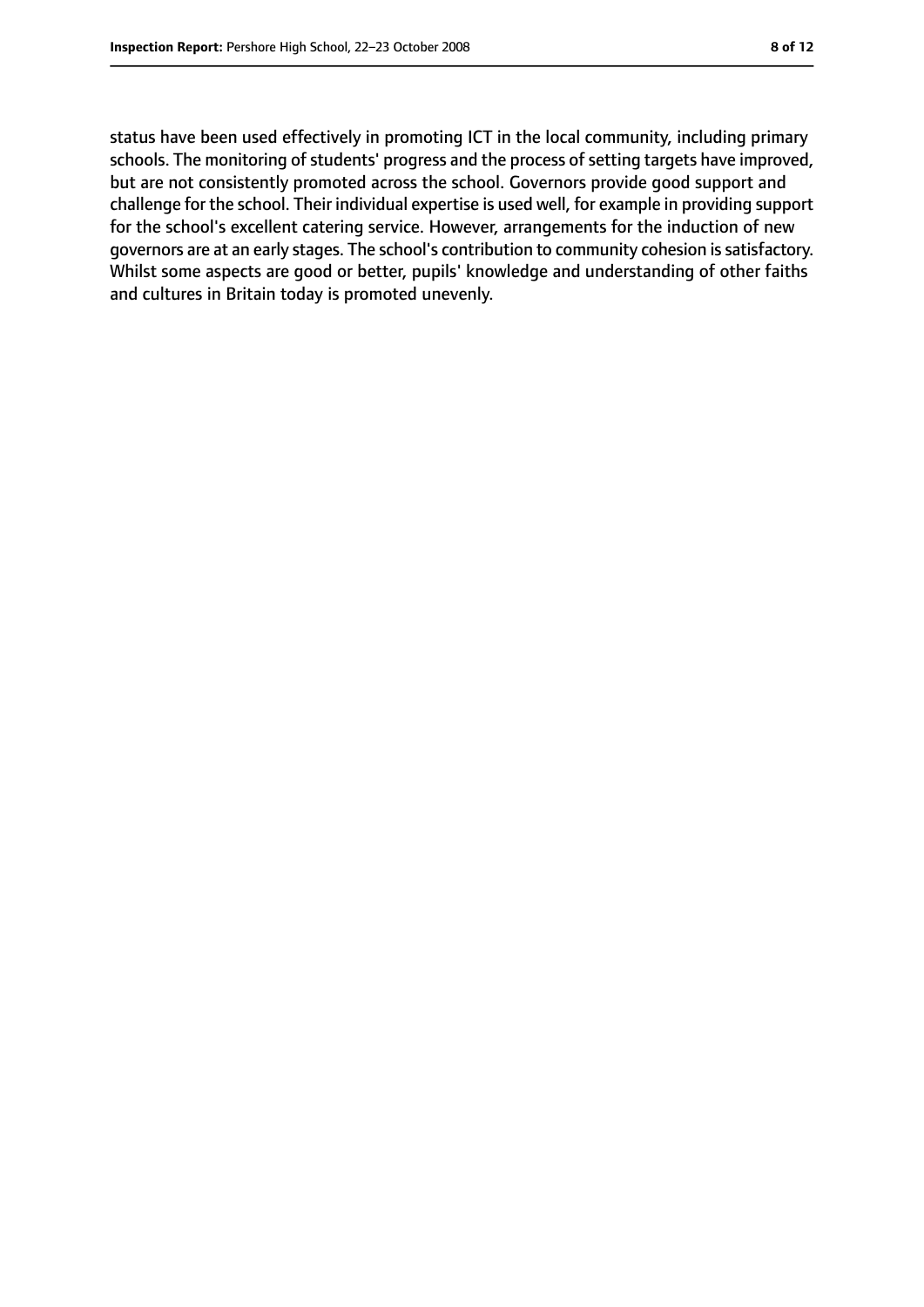status have been used effectively in promoting ICT in the local community, including primary schools. The monitoring of students' progress and the process of setting targets have improved, but are not consistently promoted across the school. Governors provide good support and challenge for the school. Their individual expertise is used well, for example in providing support for the school's excellent catering service. However, arrangements for the induction of new governors are at an early stages. The school's contribution to community cohesion is satisfactory. Whilst some aspects are good or better, pupils' knowledge and understanding of other faiths and cultures in Britain today is promoted unevenly.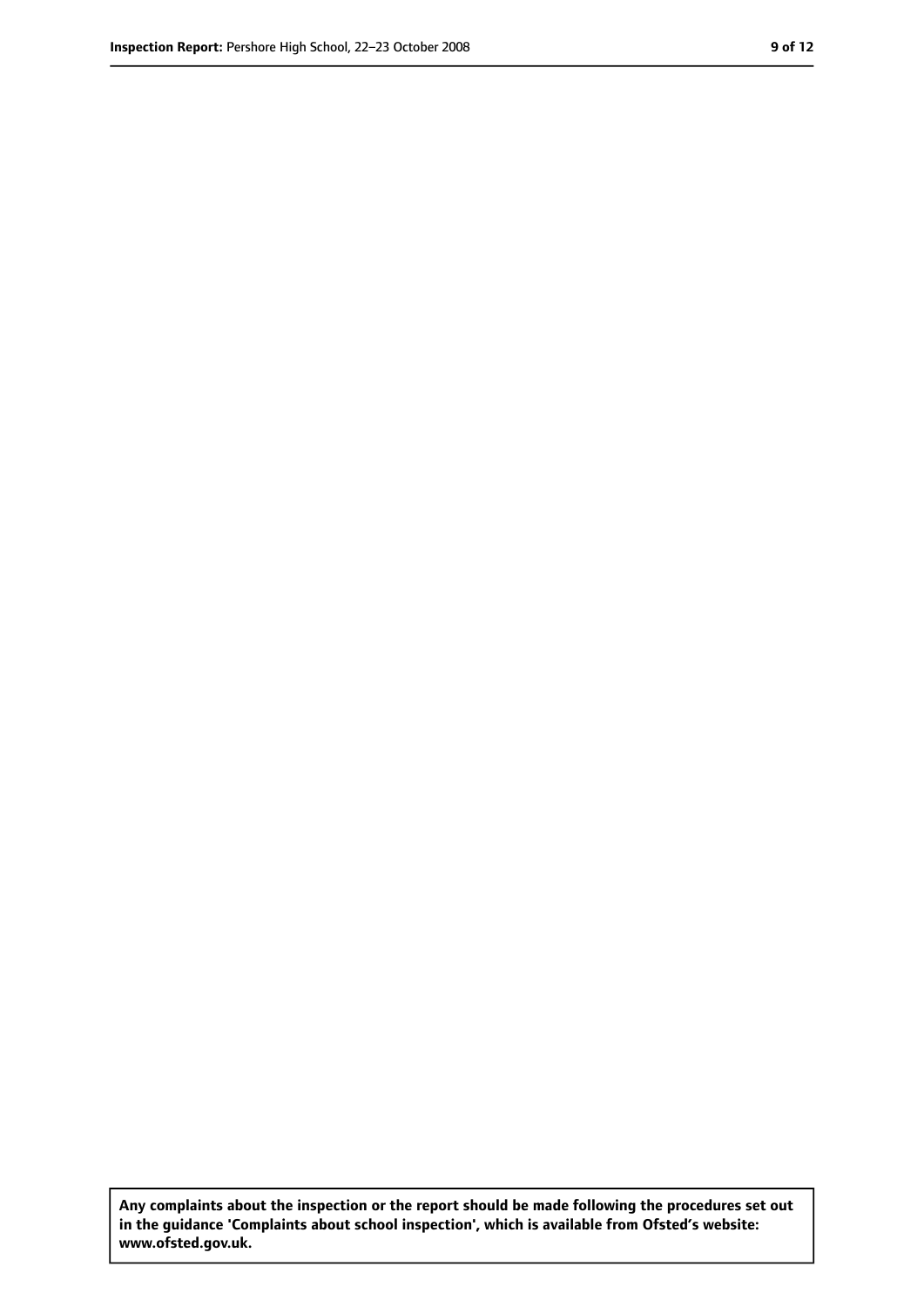**Any complaints about the inspection or the report should be made following the procedures set out in the guidance 'Complaints about school inspection', which is available from Ofsted's website: www.ofsted.gov.uk.**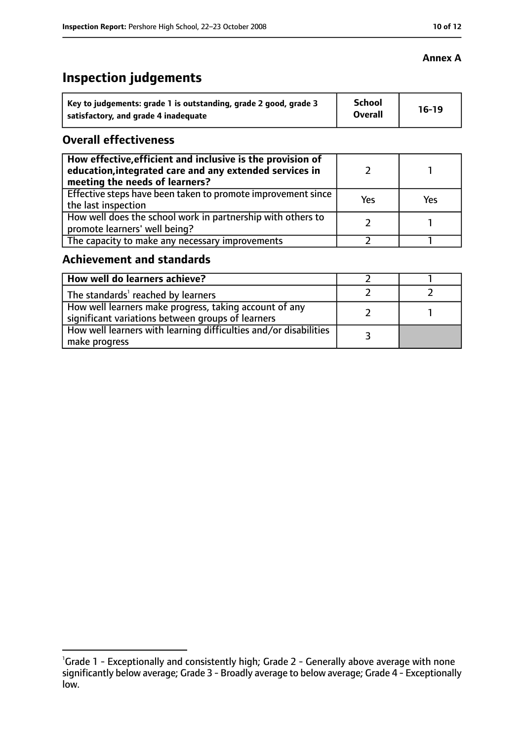**Annex A**

# Inspection judgements

| Key to judgements: grade 1 is outstanding, grade 2 good, grade 3 satisfactory, and grade 4 inadequate | School Overall | 16-19 |
|---|---|---|

## Overall effectiveness

| | | |
|---|---|---|
| **How effective, efficient and inclusive is the provision of education, integrated care and any extended services in meeting the needs of learners?** | 2 | 1 |
| Effective steps have been taken to promote improvement since the last inspection | Yes | Yes |
| How well does the school work in partnership with others to promote learners' well being? | 2 | 1 |
| The capacity to make any necessary improvements | 2 | 1 |

## Achievement and standards

| | | |
|---|---|---|
| **How well do learners achieve?** | 2 | 1 |
| The standards[1] reached by learners | 2 | 2 |
| How well learners make progress, taking account of any significant variations between groups of learners | 2 | 1 |
| How well learners with learning difficulties and/or disabilities make progress | 3 | |

[1]Grade 1 - Exceptionally and consistently high; Grade 2 - Generally above average with none significantly below average; Grade 3 - Broadly average to below average; Grade 4 - Exceptionally low.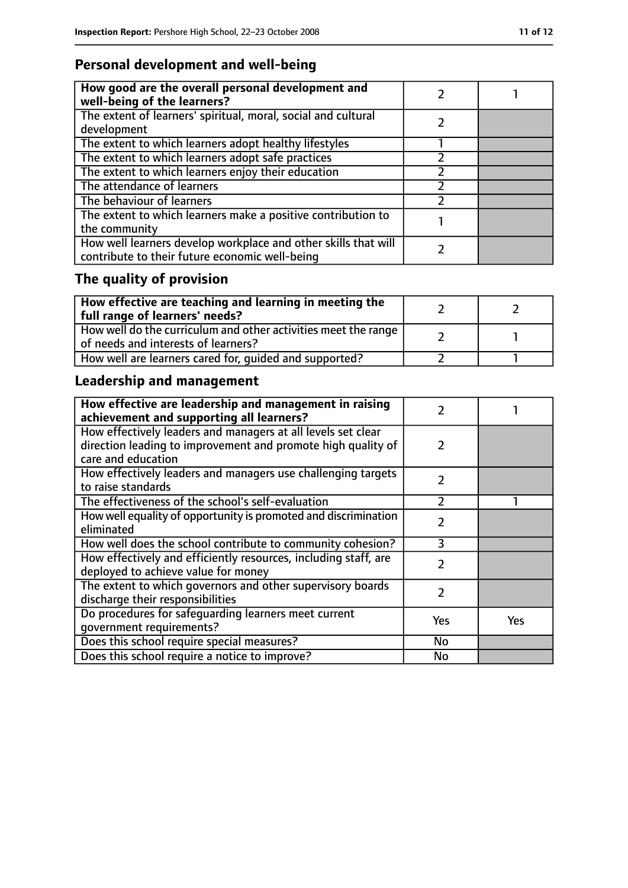## Personal development and well-being

| How good are the overall personal development and well-being of the learners? | 2 | 1 |
|---|---|---|
| The extent of learners' spiritual, moral, social and cultural development | 2 | |
| The extent to which learners adopt healthy lifestyles | 1 | |
| The extent to which learners adopt safe practices | 2 | |
| The extent to which learners enjoy their education | 2 | |
| The attendance of learners | 2 | |
| The behaviour of learners | 2 | |
| The extent to which learners make a positive contribution to the community | 1 | |
| How well learners develop workplace and other skills that will contribute to their future economic well-being | 2 | |

## The quality of provision

| How effective are teaching and learning in meeting the full range of learners' needs? | 2 | 2 |
|---|---|---|
| How well do the curriculum and other activities meet the range of needs and interests of learners? | 2 | 1 |
| How well are learners cared for, guided and supported? | 2 | 1 |

## Leadership and management

| How effective are leadership and management in raising achievement and supporting all learners? | 2 | 1 |
|---|---|---|
| How effectively leaders and managers at all levels set clear direction leading to improvement and promote high quality of care and education | 2 | |
| How effectively leaders and managers use challenging targets to raise standards | 2 | |
| The effectiveness of the school's self-evaluation | 2 | 1 |
| How well equality of opportunity is promoted and discrimination eliminated | 2 | |
| How well does the school contribute to community cohesion? | 3 | |
| How effectively and efficiently resources, including staff, are deployed to achieve value for money | 2 | |
| The extent to which governors and other supervisory boards discharge their responsibilities | 2 | |
| Do procedures for safeguarding learners meet current government requirements? | Yes | Yes |
| Does this school require special measures? | No | |
| Does this school require a notice to improve? | No | |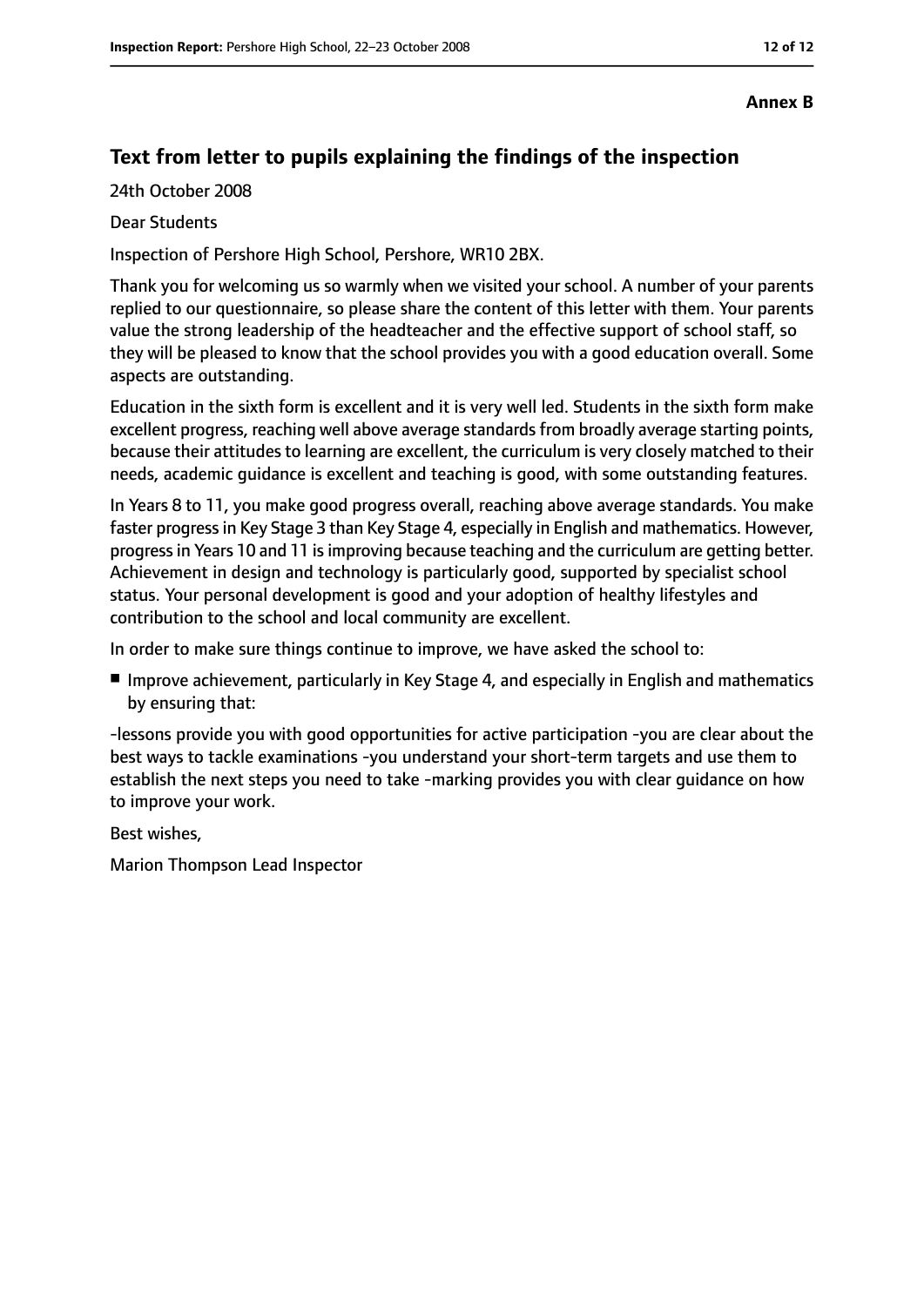**Annex B**

## Text from letter to pupils explaining the findings of the inspection

24th October 2008

Dear Students

Inspection of Pershore High School, Pershore, WR10 2BX.

Thank you for welcoming us so warmly when we visited your school. A number of your parents replied to our questionnaire, so please share the content of this letter with them. Your parents value the strong leadership of the headteacher and the effective support of school staff, so they will be pleased to know that the school provides you with a good education overall. Some aspects are outstanding.

Education in the sixth form is excellent and it is very well led. Students in the sixth form make excellent progress, reaching well above average standards from broadly average starting points, because their attitudes to learning are excellent, the curriculum is very closely matched to their needs, academic guidance is excellent and teaching is good, with some outstanding features.

In Years 8 to 11, you make good progress overall, reaching above average standards. You make faster progress in Key Stage 3 than Key Stage 4, especially in English and mathematics. However, progress in Years 10 and 11 is improving because teaching and the curriculum are getting better. Achievement in design and technology is particularly good, supported by specialist school status. Your personal development is good and your adoption of healthy lifestyles and contribution to the school and local community are excellent.

In order to make sure things continue to improve, we have asked the school to:

- Improve achievement, particularly in Key Stage 4, and especially in English and mathematics by ensuring that:

-lessons provide you with good opportunities for active participation -you are clear about the best ways to tackle examinations -you understand your short-term targets and use them to establish the next steps you need to take -marking provides you with clear guidance on how to improve your work.

Best wishes,

Marion Thompson Lead Inspector